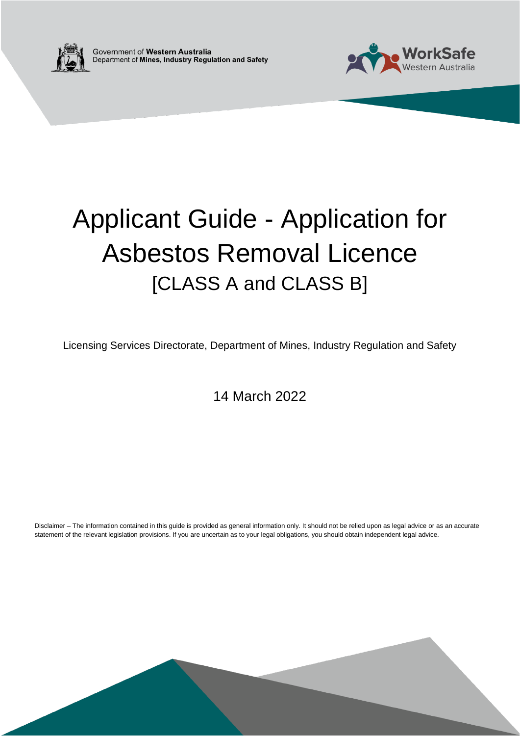Government of **Western Australia**
Department of **Mines, Industry Regulation and Safety**

**WorkSafe** Western Australia

# Applicant Guide - Application for Asbestos Removal Licence

## [CLASS A and CLASS B]

Licensing Services Directorate, Department of Mines, Industry Regulation and Safety

14 March 2022

Disclaimer – The information contained in this guide is provided as general information only. It should not be relied upon as legal advice or as an accurate statement of the relevant legislation provisions. If you are uncertain as to your legal obligations, you should obtain independent legal advice.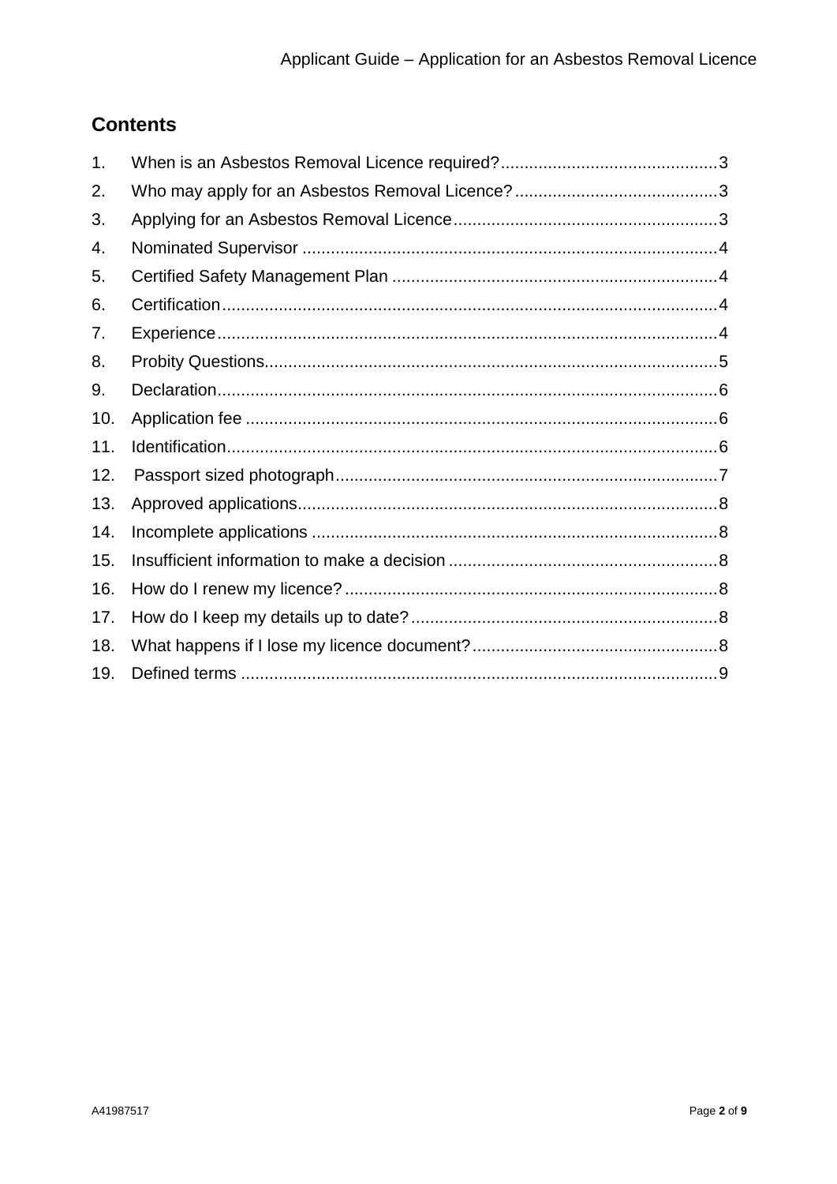## Contents

1. When is an Asbestos Removal Licence required? ... 3
2. Who may apply for an Asbestos Removal Licence? ... 3
3. Applying for an Asbestos Removal Licence ... 3
4. Nominated Supervisor ... 4
5. Certified Safety Management Plan ... 4
6. Certification ... 4
7. Experience ... 4
8. Probity Questions ... 5
9. Declaration ... 6
10. Application fee ... 6
11. Identification ... 6
12. Passport sized photograph ... 7
13. Approved applications ... 8
14. Incomplete applications ... 8
15. Insufficient information to make a decision ... 8
16. How do I renew my licence? ... 8
17. How do I keep my details up to date? ... 8
18. What happens if I lose my licence document? ... 8
19. Defined terms ... 9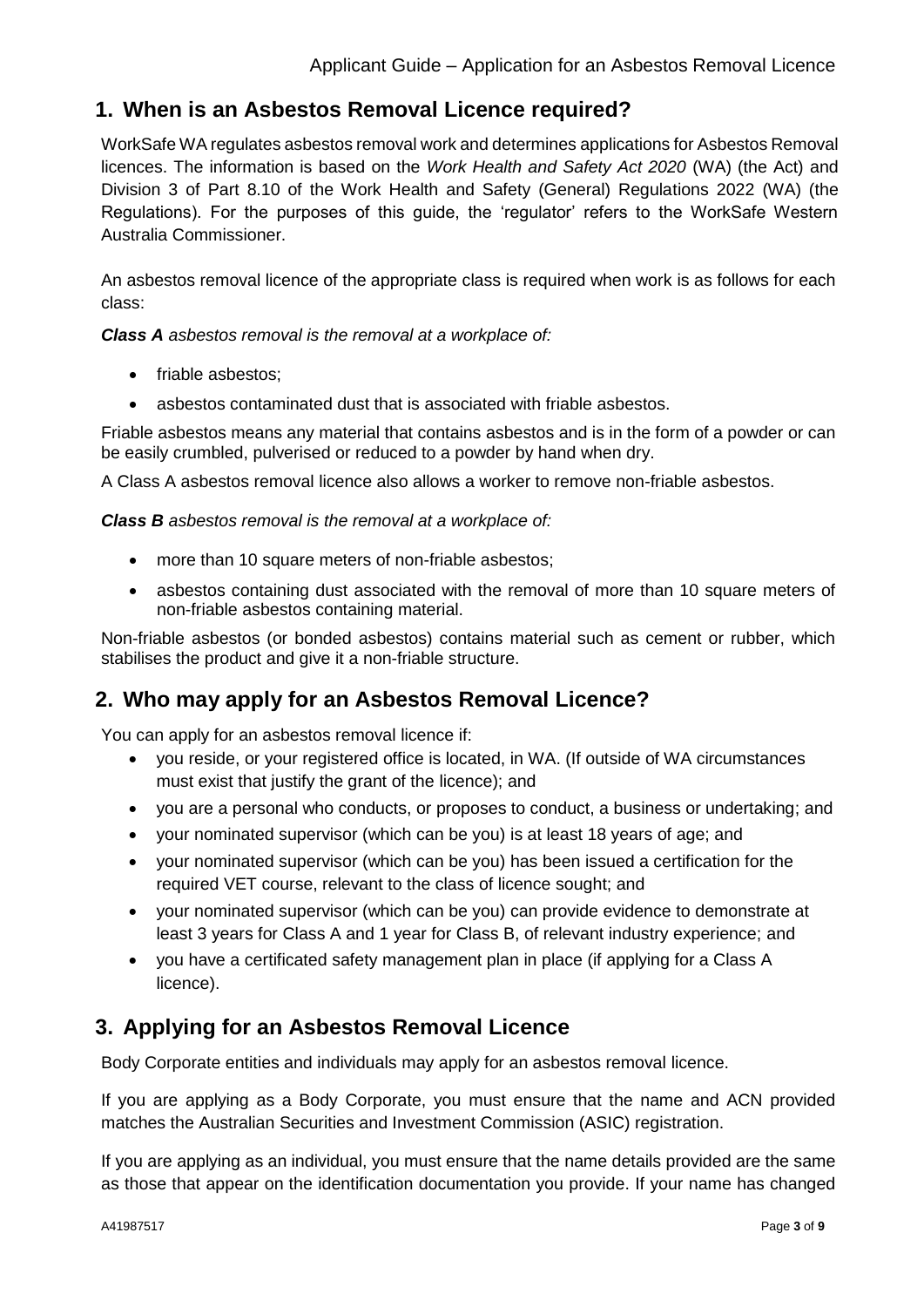## 1. When is an Asbestos Removal Licence required?

WorkSafe WA regulates asbestos removal work and determines applications for Asbestos Removal licences. The information is based on the *Work Health and Safety Act 2020* (WA) (the Act) and Division 3 of Part 8.10 of the Work Health and Safety (General) Regulations 2022 (WA) (the Regulations). For the purposes of this guide, the 'regulator' refers to the WorkSafe Western Australia Commissioner.

An asbestos removal licence of the appropriate class is required when work is as follows for each class:

***Class A*** *asbestos removal is the removal at a workplace of:*

- friable asbestos;
- asbestos contaminated dust that is associated with friable asbestos.

Friable asbestos means any material that contains asbestos and is in the form of a powder or can be easily crumbled, pulverised or reduced to a powder by hand when dry.

A Class A asbestos removal licence also allows a worker to remove non-friable asbestos.

***Class B*** *asbestos removal is the removal at a workplace of:*

- more than 10 square meters of non-friable asbestos;
- asbestos containing dust associated with the removal of more than 10 square meters of non-friable asbestos containing material.

Non-friable asbestos (or bonded asbestos) contains material such as cement or rubber, which stabilises the product and give it a non-friable structure.

## 2. Who may apply for an Asbestos Removal Licence?

You can apply for an asbestos removal licence if:

- you reside, or your registered office is located, in WA. (If outside of WA circumstances must exist that justify the grant of the licence); and
- you are a personal who conducts, or proposes to conduct, a business or undertaking; and
- your nominated supervisor (which can be you) is at least 18 years of age; and
- your nominated supervisor (which can be you) has been issued a certification for the required VET course, relevant to the class of licence sought; and
- your nominated supervisor (which can be you) can provide evidence to demonstrate at least 3 years for Class A and 1 year for Class B, of relevant industry experience; and
- you have a certificated safety management plan in place (if applying for a Class A licence).

## 3. Applying for an Asbestos Removal Licence

Body Corporate entities and individuals may apply for an asbestos removal licence.

If you are applying as a Body Corporate, you must ensure that the name and ACN provided matches the Australian Securities and Investment Commission (ASIC) registration.

If you are applying as an individual, you must ensure that the name details provided are the same as those that appear on the identification documentation you provide. If your name has changed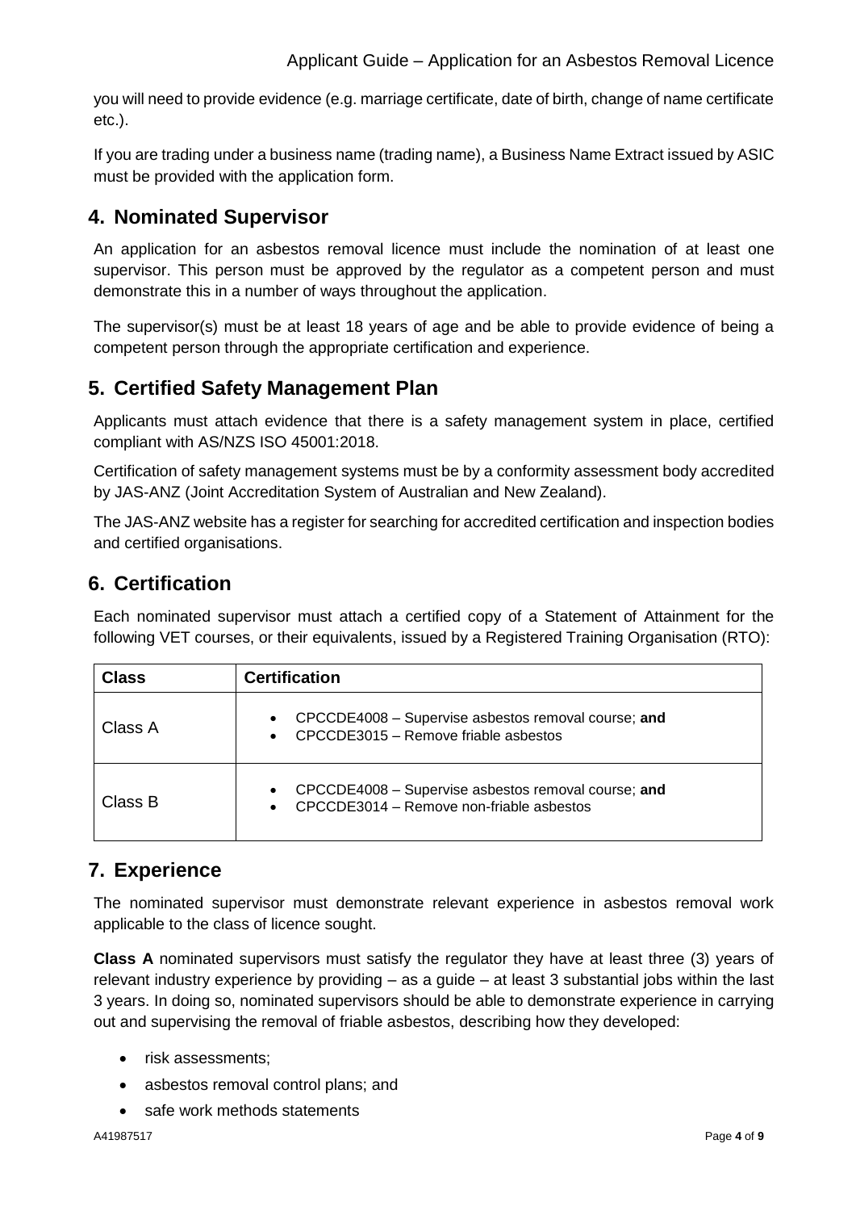you will need to provide evidence (e.g. marriage certificate, date of birth, change of name certificate etc.).

If you are trading under a business name (trading name), a Business Name Extract issued by ASIC must be provided with the application form.

## 4. Nominated Supervisor

An application for an asbestos removal licence must include the nomination of at least one supervisor. This person must be approved by the regulator as a competent person and must demonstrate this in a number of ways throughout the application.

The supervisor(s) must be at least 18 years of age and be able to provide evidence of being a competent person through the appropriate certification and experience.

## 5. Certified Safety Management Plan

Applicants must attach evidence that there is a safety management system in place, certified compliant with AS/NZS ISO 45001:2018.

Certification of safety management systems must be by a conformity assessment body accredited by JAS-ANZ (Joint Accreditation System of Australian and New Zealand).

The JAS-ANZ website has a register for searching for accredited certification and inspection bodies and certified organisations.

## 6. Certification

Each nominated supervisor must attach a certified copy of a Statement of Attainment for the following VET courses, or their equivalents, issued by a Registered Training Organisation (RTO):

| Class | Certification |
|---|---|
| Class A | • CPCCDE4008 – Supervise asbestos removal course; **and**<br>• CPCCDE3015 – Remove friable asbestos |
| Class B | • CPCCDE4008 – Supervise asbestos removal course; **and**<br>• CPCCDE3014 – Remove non-friable asbestos |

## 7. Experience

The nominated supervisor must demonstrate relevant experience in asbestos removal work applicable to the class of licence sought.

**Class A** nominated supervisors must satisfy the regulator they have at least three (3) years of relevant industry experience by providing – as a guide – at least 3 substantial jobs within the last 3 years. In doing so, nominated supervisors should be able to demonstrate experience in carrying out and supervising the removal of friable asbestos, describing how they developed:

- risk assessments;
- asbestos removal control plans; and
- safe work methods statements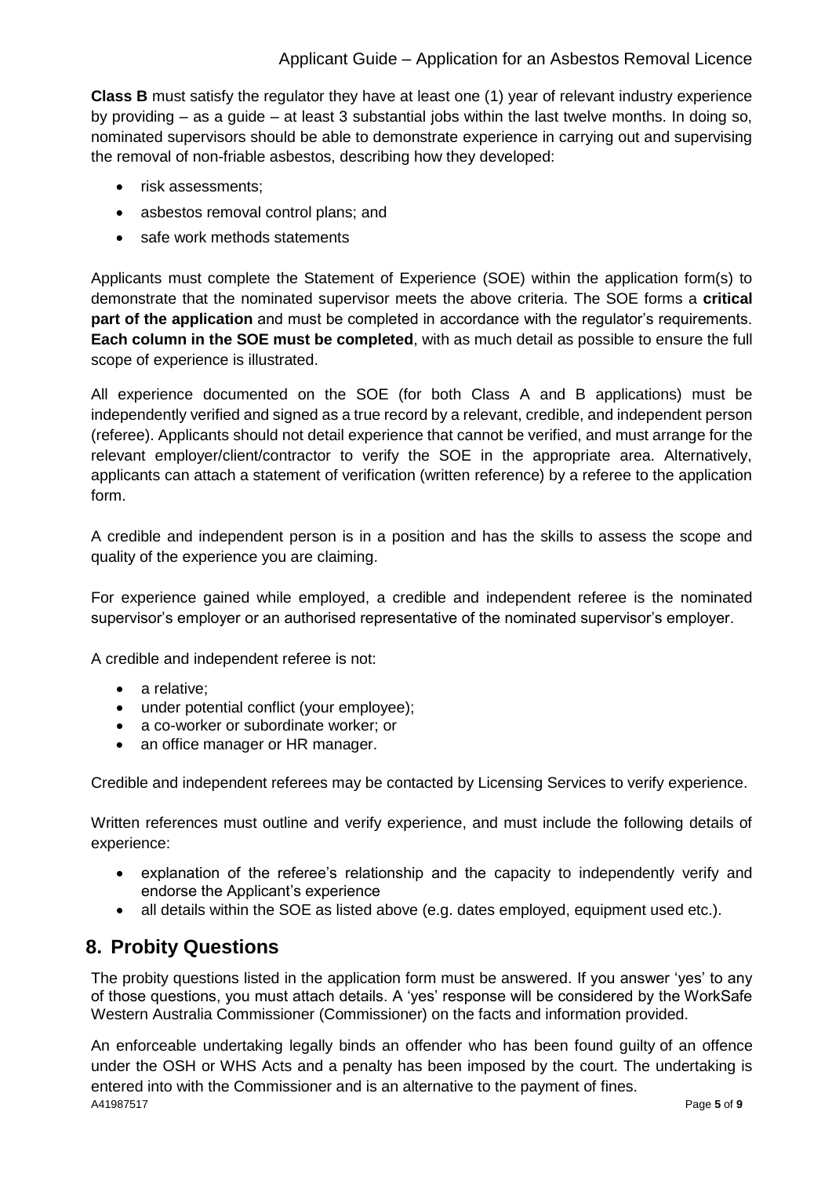**Class B** must satisfy the regulator they have at least one (1) year of relevant industry experience by providing – as a guide – at least 3 substantial jobs within the last twelve months. In doing so, nominated supervisors should be able to demonstrate experience in carrying out and supervising the removal of non-friable asbestos, describing how they developed:

- risk assessments;
- asbestos removal control plans; and
- safe work methods statements

Applicants must complete the Statement of Experience (SOE) within the application form(s) to demonstrate that the nominated supervisor meets the above criteria. The SOE forms a **critical part of the application** and must be completed in accordance with the regulator's requirements. **Each column in the SOE must be completed**, with as much detail as possible to ensure the full scope of experience is illustrated.

All experience documented on the SOE (for both Class A and B applications) must be independently verified and signed as a true record by a relevant, credible, and independent person (referee). Applicants should not detail experience that cannot be verified, and must arrange for the relevant employer/client/contractor to verify the SOE in the appropriate area. Alternatively, applicants can attach a statement of verification (written reference) by a referee to the application form.

A credible and independent person is in a position and has the skills to assess the scope and quality of the experience you are claiming.

For experience gained while employed, a credible and independent referee is the nominated supervisor's employer or an authorised representative of the nominated supervisor's employer.

A credible and independent referee is not:

- a relative;
- under potential conflict (your employee);
- a co-worker or subordinate worker; or
- an office manager or HR manager.

Credible and independent referees may be contacted by Licensing Services to verify experience.

Written references must outline and verify experience, and must include the following details of experience:

- explanation of the referee's relationship and the capacity to independently verify and endorse the Applicant's experience
- all details within the SOE as listed above (e.g. dates employed, equipment used etc.).

## 8. Probity Questions

The probity questions listed in the application form must be answered. If you answer 'yes' to any of those questions, you must attach details. A 'yes' response will be considered by the WorkSafe Western Australia Commissioner (Commissioner) on the facts and information provided.

An enforceable undertaking legally binds an offender who has been found guilty of an offence under the OSH or WHS Acts and a penalty has been imposed by the court. The undertaking is entered into with the Commissioner and is an alternative to the payment of fines.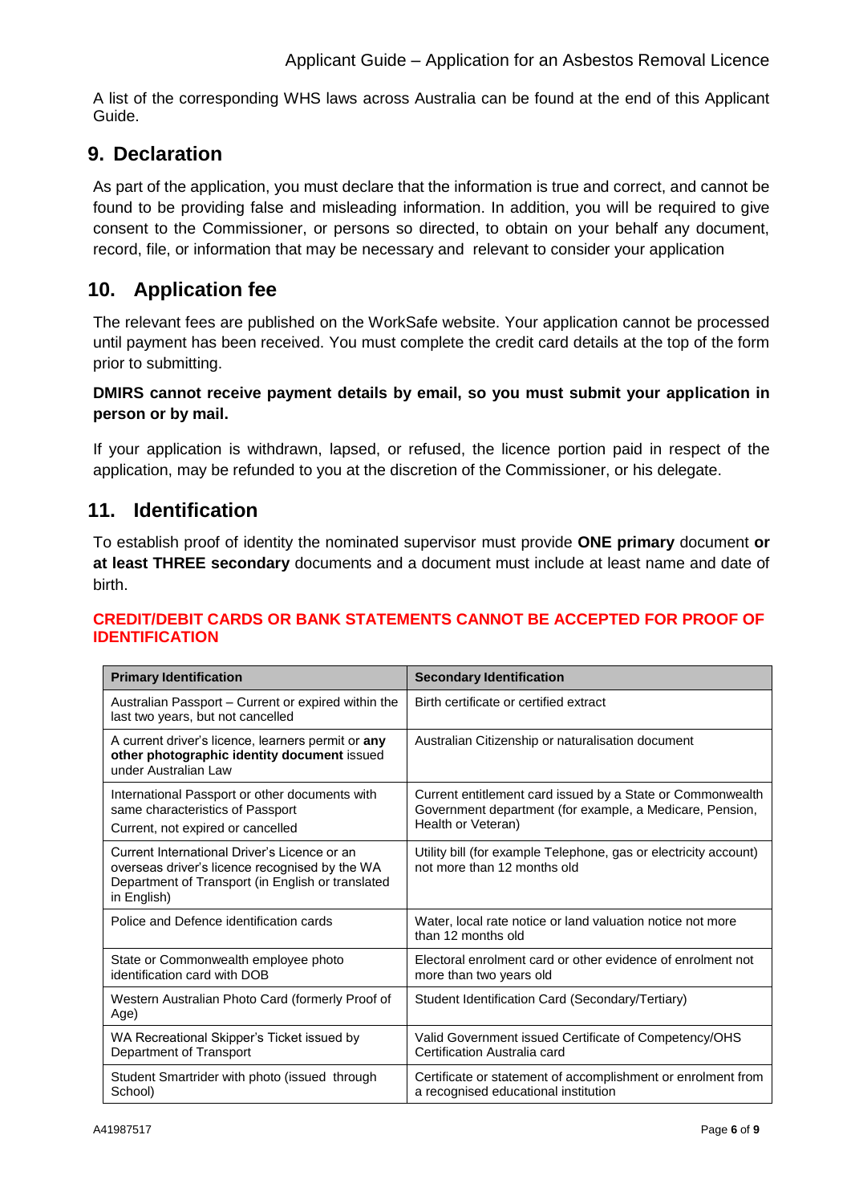A list of the corresponding WHS laws across Australia can be found at the end of this Applicant Guide.

## 9. Declaration

As part of the application, you must declare that the information is true and correct, and cannot be found to be providing false and misleading information. In addition, you will be required to give consent to the Commissioner, or persons so directed, to obtain on your behalf any document, record, file, or information that may be necessary and relevant to consider your application

## 10. Application fee

The relevant fees are published on the WorkSafe website. Your application cannot be processed until payment has been received. You must complete the credit card details at the top of the form prior to submitting.

**DMIRS cannot receive payment details by email, so you must submit your application in person or by mail.**

If your application is withdrawn, lapsed, or refused, the licence portion paid in respect of the application, may be refunded to you at the discretion of the Commissioner, or his delegate.

## 11. Identification

To establish proof of identity the nominated supervisor must provide **ONE primary** document **or at least THREE secondary** documents and a document must include at least name and date of birth.

**CREDIT/DEBIT CARDS OR BANK STATEMENTS CANNOT BE ACCEPTED FOR PROOF OF IDENTIFICATION**

| Primary Identification | Secondary Identification |
|---|---|
| Australian Passport – Current or expired within the last two years, but not cancelled | Birth certificate or certified extract |
| A current driver's licence, learners permit or **any other photographic identity document** issued under Australian Law | Australian Citizenship or naturalisation document |
| International Passport or other documents with same characteristics of Passport<br>Current, not expired or cancelled | Current entitlement card issued by a State or Commonwealth Government department (for example, a Medicare, Pension, Health or Veteran) |
| Current International Driver's Licence or an overseas driver's licence recognised by the WA Department of Transport (in English or translated in English) | Utility bill (for example Telephone, gas or electricity account) not more than 12 months old |
| Police and Defence identification cards | Water, local rate notice or land valuation notice not more than 12 months old |
| State or Commonwealth employee photo identification card with DOB | Electoral enrolment card or other evidence of enrolment not more than two years old |
| Western Australian Photo Card (formerly Proof of Age) | Student Identification Card (Secondary/Tertiary) |
| WA Recreational Skipper's Ticket issued by Department of Transport | Valid Government issued Certificate of Competency/OHS Certification Australia card |
| Student Smartrider with photo (issued through School) | Certificate or statement of accomplishment or enrolment from a recognised educational institution |

A41987517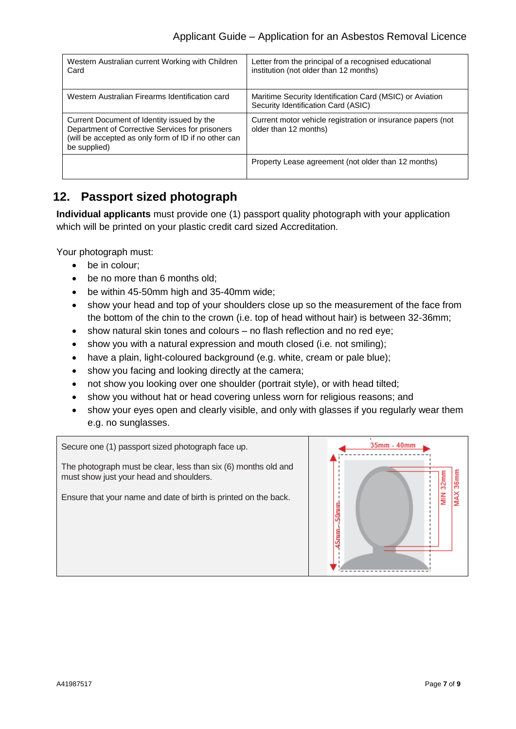| | |
|---|---|
| Western Australian current Working with Children Card | Letter from the principal of a recognised educational institution (not older than 12 months) |
| Western Australian Firearms Identification card | Maritime Security Identification Card (MSIC) or Aviation Security Identification Card (ASIC) |
| Current Document of Identity issued by the Department of Corrective Services for prisoners (will be accepted as only form of ID if no other can be supplied) | Current motor vehicle registration or insurance papers (not older than 12 months) |
| | Property Lease agreement (not older than 12 months) |

## 12. Passport sized photograph

**Individual applicants** must provide one (1) passport quality photograph with your application which will be printed on your plastic credit card sized Accreditation.

Your photograph must:

- be in colour;
- be no more than 6 months old;
- be within 45-50mm high and 35-40mm wide;
- show your head and top of your shoulders close up so the measurement of the face from the bottom of the chin to the crown (i.e. top of head without hair) is between 32-36mm;
- show natural skin tones and colours – no flash reflection and no red eye;
- show you with a natural expression and mouth closed (i.e. not smiling);
- have a plain, light-coloured background (e.g. white, cream or pale blue);
- show you facing and looking directly at the camera;
- not show you looking over one shoulder (portrait style), or with head tilted;
- show you without hat or head covering unless worn for religious reasons; and
- show your eyes open and clearly visible, and only with glasses if you regularly wear them e.g. no sunglasses.

| | |
|---|---|
| Secure one (1) passport sized photograph face up.<br><br>The photograph must be clear, less than six (6) months old and must show just your head and shoulders.<br><br>Ensure that your name and date of birth is printed on the back. | 35mm - 40mm<br>45mm - 50mm<br>MIN 32mm<br>MAX 36mm |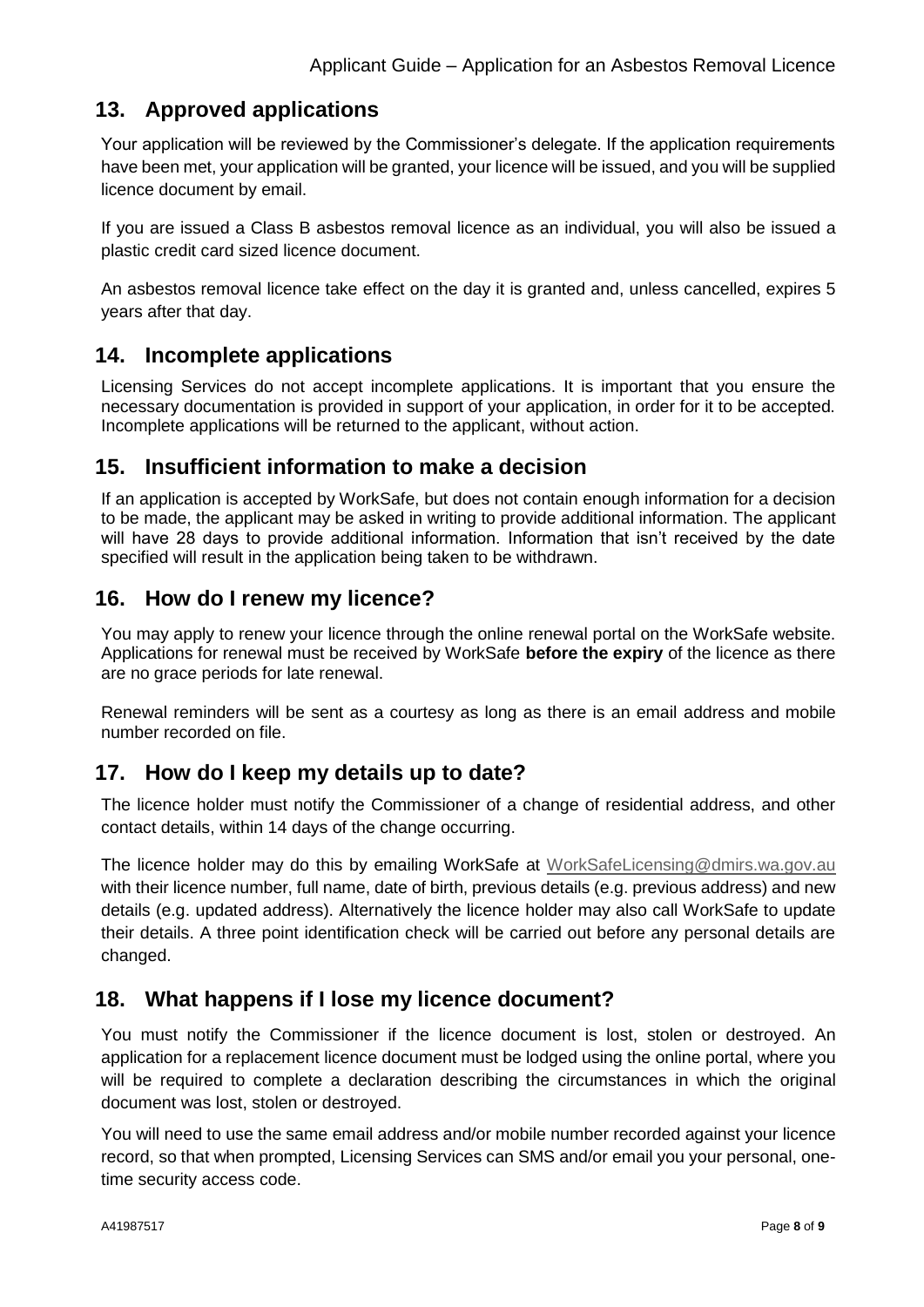## 13. Approved applications

Your application will be reviewed by the Commissioner's delegate. If the application requirements have been met, your application will be granted, your licence will be issued, and you will be supplied licence document by email.

If you are issued a Class B asbestos removal licence as an individual, you will also be issued a plastic credit card sized licence document.

An asbestos removal licence take effect on the day it is granted and, unless cancelled, expires 5 years after that day.

## 14. Incomplete applications

Licensing Services do not accept incomplete applications. It is important that you ensure the necessary documentation is provided in support of your application, in order for it to be accepted. Incomplete applications will be returned to the applicant, without action.

## 15. Insufficient information to make a decision

If an application is accepted by WorkSafe, but does not contain enough information for a decision to be made, the applicant may be asked in writing to provide additional information. The applicant will have 28 days to provide additional information. Information that isn't received by the date specified will result in the application being taken to be withdrawn.

## 16. How do I renew my licence?

You may apply to renew your licence through the online renewal portal on the WorkSafe website. Applications for renewal must be received by WorkSafe **before the expiry** of the licence as there are no grace periods for late renewal.

Renewal reminders will be sent as a courtesy as long as there is an email address and mobile number recorded on file.

## 17. How do I keep my details up to date?

The licence holder must notify the Commissioner of a change of residential address, and other contact details, within 14 days of the change occurring.

The licence holder may do this by emailing WorkSafe at WorkSafeLicensing@dmirs.wa.gov.au with their licence number, full name, date of birth, previous details (e.g. previous address) and new details (e.g. updated address). Alternatively the licence holder may also call WorkSafe to update their details. A three point identification check will be carried out before any personal details are changed.

## 18. What happens if I lose my licence document?

You must notify the Commissioner if the licence document is lost, stolen or destroyed. An application for a replacement licence document must be lodged using the online portal, where you will be required to complete a declaration describing the circumstances in which the original document was lost, stolen or destroyed.

You will need to use the same email address and/or mobile number recorded against your licence record, so that when prompted, Licensing Services can SMS and/or email you your personal, one-time security access code.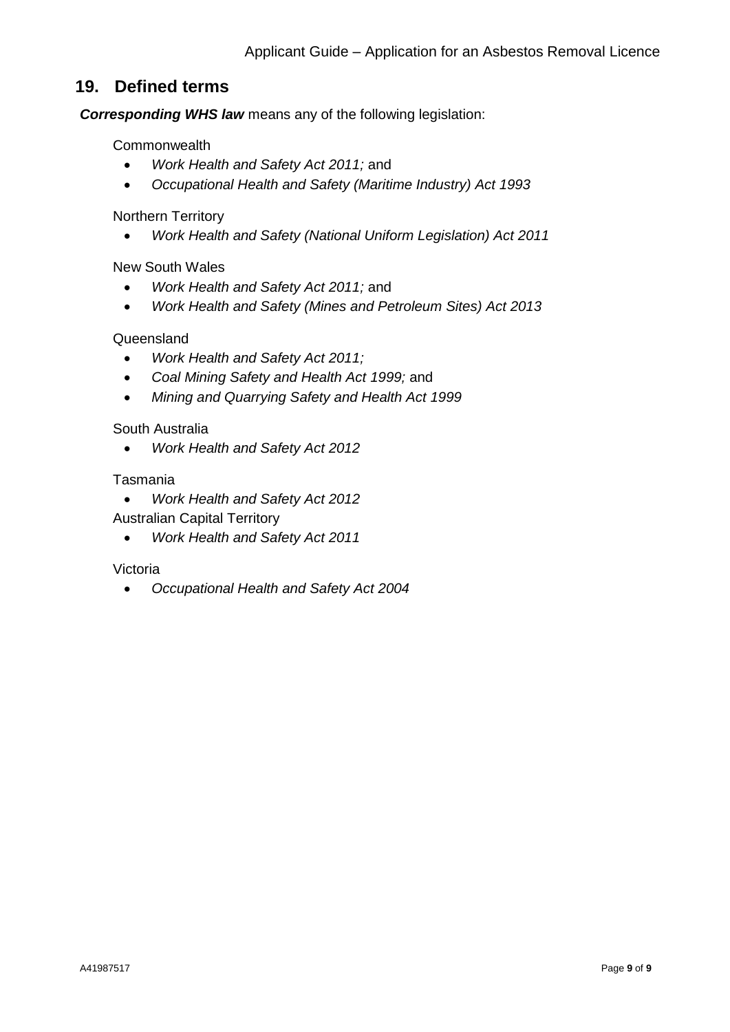## 19. Defined terms

***Corresponding WHS law*** means any of the following legislation:

Commonwealth

- *Work Health and Safety Act 2011;* and
- *Occupational Health and Safety (Maritime Industry) Act 1993*

Northern Territory

- *Work Health and Safety (National Uniform Legislation) Act 2011*

New South Wales

- *Work Health and Safety Act 2011;* and
- *Work Health and Safety (Mines and Petroleum Sites) Act 2013*

Queensland

- *Work Health and Safety Act 2011;*
- *Coal Mining Safety and Health Act 1999;* and
- *Mining and Quarrying Safety and Health Act 1999*

South Australia

- *Work Health and Safety Act 2012*

Tasmania

- *Work Health and Safety Act 2012*

Australian Capital Territory

- *Work Health and Safety Act 2011*

Victoria

- *Occupational Health and Safety Act 2004*